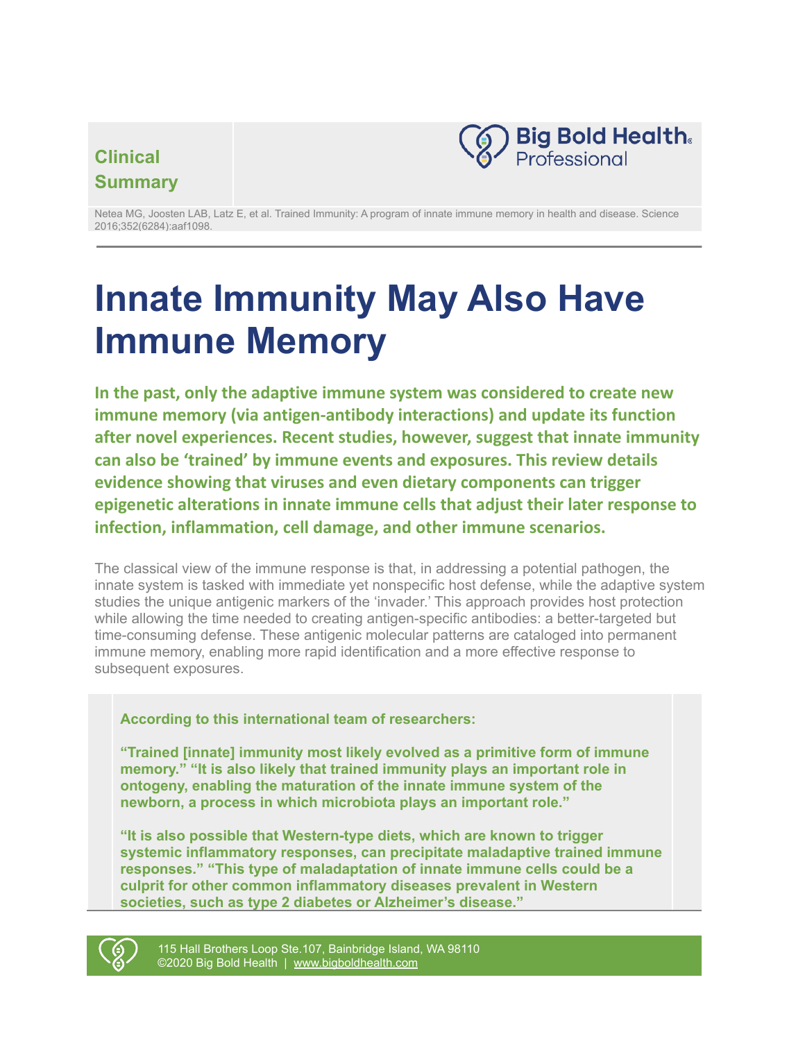**Clinical Summary**

**Big Bold Health Professional**

Netea MG, Joosten LAB, Latz E, et al. Trained Immunity: A program of innate immune memory in health and disease. Science 2016;352(6284):aaf1098.

# Innate Immunity May Also Have Immune Memory

**In the past, only the adaptive immune system was considered to create new immune memory (via antigen-antibody interactions) and update its function after novel experiences. Recent studies, however, suggest that innate immunity can also be 'trained' by immune events and exposures. This review details evidence showing that viruses and even dietary components can trigger epigenetic alterations in innate immune cells that adjust their later response to infection, inflammation, cell damage, and other immune scenarios.**

The classical view of the immune response is that, in addressing a potential pathogen, the innate system is tasked with immediate yet nonspecific host defense, while the adaptive system studies the unique antigenic markers of the 'invader.' This approach provides host protection while allowing the time needed to creating antigen-specific antibodies: a better-targeted but time-consuming defense. These antigenic molecular patterns are cataloged into permanent immune memory, enabling more rapid identification and a more effective response to subsequent exposures.

> **According to this international team of researchers:**
>
> **"Trained [innate] immunity most likely evolved as a primitive form of immune memory." "It is also likely that trained immunity plays an important role in ontogeny, enabling the maturation of the innate immune system of the newborn, a process in which microbiota plays an important role."**
>
> **"It is also possible that Western-type diets, which are known to trigger systemic inflammatory responses, can precipitate maladaptive trained immune responses." "This type of maladaptation of innate immune cells could be a culprit for other common inflammatory diseases prevalent in Western societies, such as type 2 diabetes or Alzheimer's disease."**

115 Hall Brothers Loop Ste.107, Bainbridge Island, WA 98110
©2020 Big Bold Health | www.bigboldhealth.com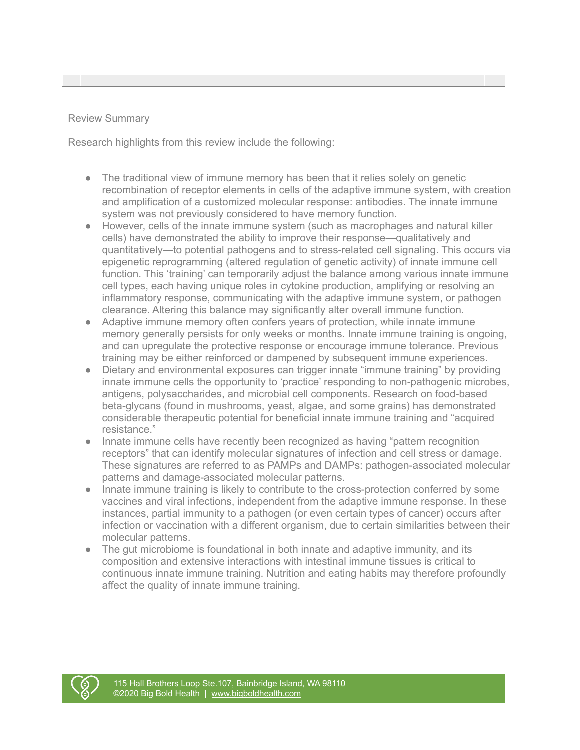## Review Summary

Research highlights from this review include the following:

- The traditional view of immune memory has been that it relies solely on genetic recombination of receptor elements in cells of the adaptive immune system, with creation and amplification of a customized molecular response: antibodies. The innate immune system was not previously considered to have memory function.
- However, cells of the innate immune system (such as macrophages and natural killer cells) have demonstrated the ability to improve their response—qualitatively and quantitatively—to potential pathogens and to stress-related cell signaling. This occurs via epigenetic reprogramming (altered regulation of genetic activity) of innate immune cell function. This 'training' can temporarily adjust the balance among various innate immune cell types, each having unique roles in cytokine production, amplifying or resolving an inflammatory response, communicating with the adaptive immune system, or pathogen clearance. Altering this balance may significantly alter overall immune function.
- Adaptive immune memory often confers years of protection, while innate immune memory generally persists for only weeks or months. Innate immune training is ongoing, and can upregulate the protective response or encourage immune tolerance. Previous training may be either reinforced or dampened by subsequent immune experiences.
- Dietary and environmental exposures can trigger innate "immune training" by providing innate immune cells the opportunity to 'practice' responding to non-pathogenic microbes, antigens, polysaccharides, and microbial cell components. Research on food-based beta-glycans (found in mushrooms, yeast, algae, and some grains) has demonstrated considerable therapeutic potential for beneficial innate immune training and "acquired resistance."
- Innate immune cells have recently been recognized as having "pattern recognition receptors" that can identify molecular signatures of infection and cell stress or damage. These signatures are referred to as PAMPs and DAMPs: pathogen-associated molecular patterns and damage-associated molecular patterns.
- Innate immune training is likely to contribute to the cross-protection conferred by some vaccines and viral infections, independent from the adaptive immune response. In these instances, partial immunity to a pathogen (or even certain types of cancer) occurs after infection or vaccination with a different organism, due to certain similarities between their molecular patterns.
- The gut microbiome is foundational in both innate and adaptive immunity, and its composition and extensive interactions with intestinal immune tissues is critical to continuous innate immune training. Nutrition and eating habits may therefore profoundly affect the quality of innate immune training.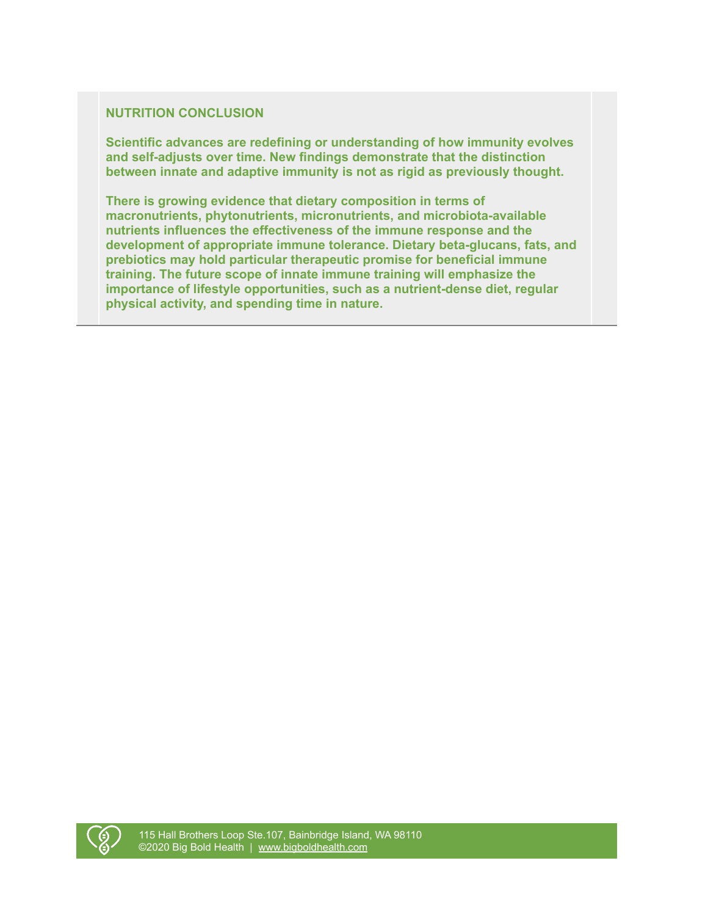## NUTRITION CONCLUSION

**Scientific advances are redefining or understanding of how immunity evolves and self-adjusts over time. New findings demonstrate that the distinction between innate and adaptive immunity is not as rigid as previously thought.**

**There is growing evidence that dietary composition in terms of macronutrients, phytonutrients, micronutrients, and microbiota-available nutrients influences the effectiveness of the immune response and the development of appropriate immune tolerance. Dietary beta-glucans, fats, and prebiotics may hold particular therapeutic promise for beneficial immune training. The future scope of innate immune training will emphasize the importance of lifestyle opportunities, such as a nutrient-dense diet, regular physical activity, and spending time in nature.**